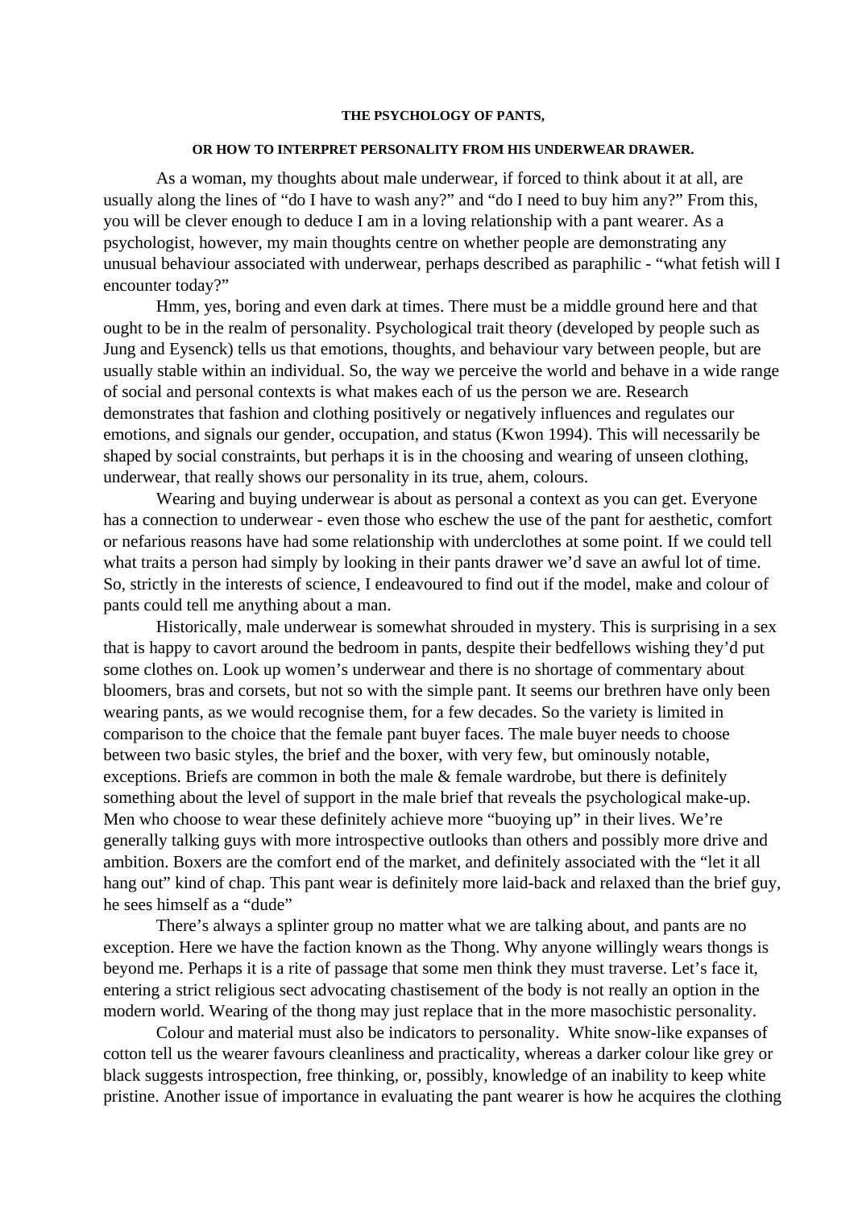**THE PSYCHOLOGY OF PANTS,**

**OR HOW TO INTERPRET PERSONALITY FROM HIS UNDERWEAR DRAWER.**

As a woman, my thoughts about male underwear, if forced to think about it at all, are usually along the lines of "do I have to wash any?" and "do I need to buy him any?" From this, you will be clever enough to deduce I am in a loving relationship with a pant wearer. As a psychologist, however, my main thoughts centre on whether people are demonstrating any unusual behaviour associated with underwear, perhaps described as paraphilic - "what fetish will I encounter today?"

Hmm, yes, boring and even dark at times. There must be a middle ground here and that ought to be in the realm of personality. Psychological trait theory (developed by people such as Jung and Eysenck) tells us that emotions, thoughts, and behaviour vary between people, but are usually stable within an individual. So, the way we perceive the world and behave in a wide range of social and personal contexts is what makes each of us the person we are. Research demonstrates that fashion and clothing positively or negatively influences and regulates our emotions, and signals our gender, occupation, and status (Kwon 1994). This will necessarily be shaped by social constraints, but perhaps it is in the choosing and wearing of unseen clothing, underwear, that really shows our personality in its true, ahem, colours.

Wearing and buying underwear is about as personal a context as you can get. Everyone has a connection to underwear - even those who eschew the use of the pant for aesthetic, comfort or nefarious reasons have had some relationship with underclothes at some point. If we could tell what traits a person had simply by looking in their pants drawer we'd save an awful lot of time. So, strictly in the interests of science, I endeavoured to find out if the model, make and colour of pants could tell me anything about a man.

Historically, male underwear is somewhat shrouded in mystery. This is surprising in a sex that is happy to cavort around the bedroom in pants, despite their bedfellows wishing they'd put some clothes on. Look up women's underwear and there is no shortage of commentary about bloomers, bras and corsets, but not so with the simple pant. It seems our brethren have only been wearing pants, as we would recognise them, for a few decades. So the variety is limited in comparison to the choice that the female pant buyer faces. The male buyer needs to choose between two basic styles, the brief and the boxer, with very few, but ominously notable, exceptions. Briefs are common in both the male & female wardrobe, but there is definitely something about the level of support in the male brief that reveals the psychological make-up. Men who choose to wear these definitely achieve more "buoying up" in their lives. We're generally talking guys with more introspective outlooks than others and possibly more drive and ambition. Boxers are the comfort end of the market, and definitely associated with the "let it all hang out" kind of chap. This pant wear is definitely more laid-back and relaxed than the brief guy, he sees himself as a "dude"

There's always a splinter group no matter what we are talking about, and pants are no exception. Here we have the faction known as the Thong. Why anyone willingly wears thongs is beyond me. Perhaps it is a rite of passage that some men think they must traverse. Let's face it, entering a strict religious sect advocating chastisement of the body is not really an option in the modern world. Wearing of the thong may just replace that in the more masochistic personality.

Colour and material must also be indicators to personality. White snow-like expanses of cotton tell us the wearer favours cleanliness and practicality, whereas a darker colour like grey or black suggests introspection, free thinking, or, possibly, knowledge of an inability to keep white pristine. Another issue of importance in evaluating the pant wearer is how he acquires the clothing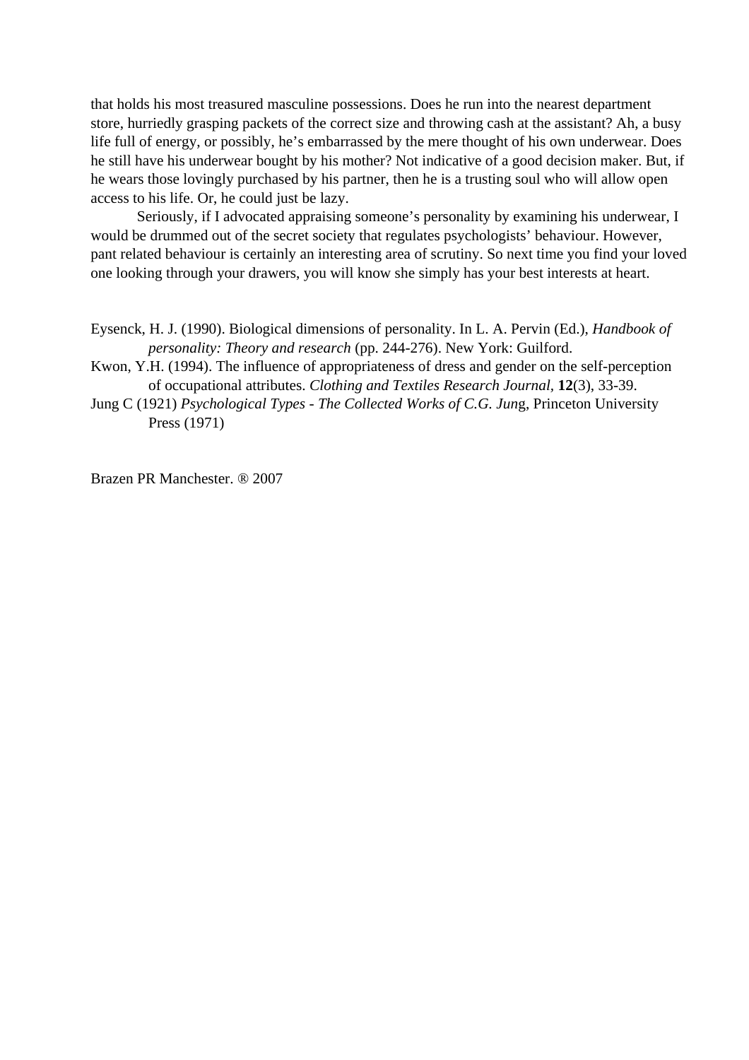that holds his most treasured masculine possessions. Does he run into the nearest department store, hurriedly grasping packets of the correct size and throwing cash at the assistant? Ah, a busy life full of energy, or possibly, he's embarrassed by the mere thought of his own underwear. Does he still have his underwear bought by his mother? Not indicative of a good decision maker. But, if he wears those lovingly purchased by his partner, then he is a trusting soul who will allow open access to his life. Or, he could just be lazy.

Seriously, if I advocated appraising someone's personality by examining his underwear, I would be drummed out of the secret society that regulates psychologists' behaviour. However, pant related behaviour is certainly an interesting area of scrutiny. So next time you find your loved one looking through your drawers, you will know she simply has your best interests at heart.

Eysenck, H. J. (1990). Biological dimensions of personality. In L. A. Pervin (Ed.), *Handbook of personality: Theory and research* (pp. 244-276). New York: Guilford.

Kwon, Y.H. (1994). The influence of appropriateness of dress and gender on the self-perception of occupational attributes. *Clothing and Textiles Research Journal,* **12**(3), 33-39.

Jung C (1921) *Psychological Types - The Collected Works of C.G. Jun*g, Princeton University Press (1971)

Brazen PR Manchester. ® 2007